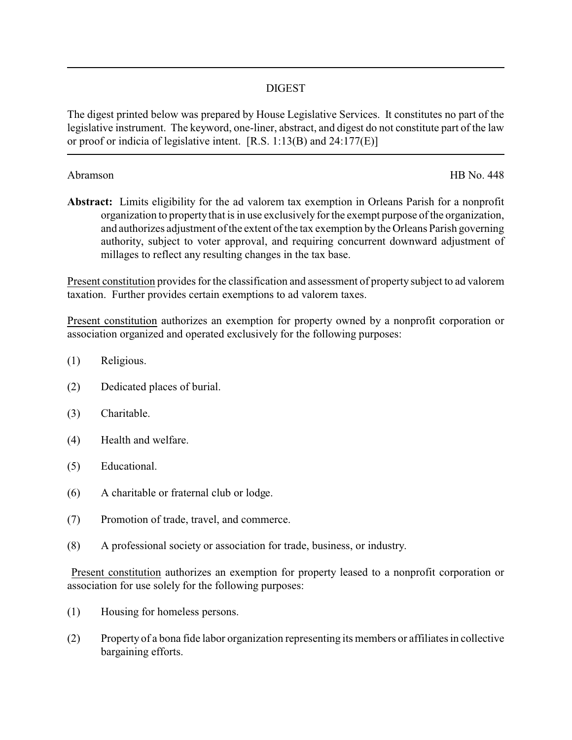# DIGEST

The digest printed below was prepared by House Legislative Services. It constitutes no part of the legislative instrument. The keyword, one-liner, abstract, and digest do not constitute part of the law or proof or indicia of legislative intent. [R.S. 1:13(B) and 24:177(E)]

Abramson HB No. 448

**Abstract:** Limits eligibility for the ad valorem tax exemption in Orleans Parish for a nonprofit organization to property that is in use exclusively for the exempt purpose of the organization, and authorizes adjustment of the extent of the tax exemption by the Orleans Parish governing authority, subject to voter approval, and requiring concurrent downward adjustment of millages to reflect any resulting changes in the tax base.

Present constitution provides for the classification and assessment of property subject to ad valorem taxation. Further provides certain exemptions to ad valorem taxes.

Present constitution authorizes an exemption for property owned by a nonprofit corporation or association organized and operated exclusively for the following purposes:

(1) Religious.

(2) Dedicated places of burial.

(3) Charitable.

(4) Health and welfare.

(5) Educational.

(6) A charitable or fraternal club or lodge.

(7) Promotion of trade, travel, and commerce.

(8) A professional society or association for trade, business, or industry.

Present constitution authorizes an exemption for property leased to a nonprofit corporation or association for use solely for the following purposes:

(1) Housing for homeless persons.

(2) Property of a bona fide labor organization representing its members or affiliates in collective bargaining efforts.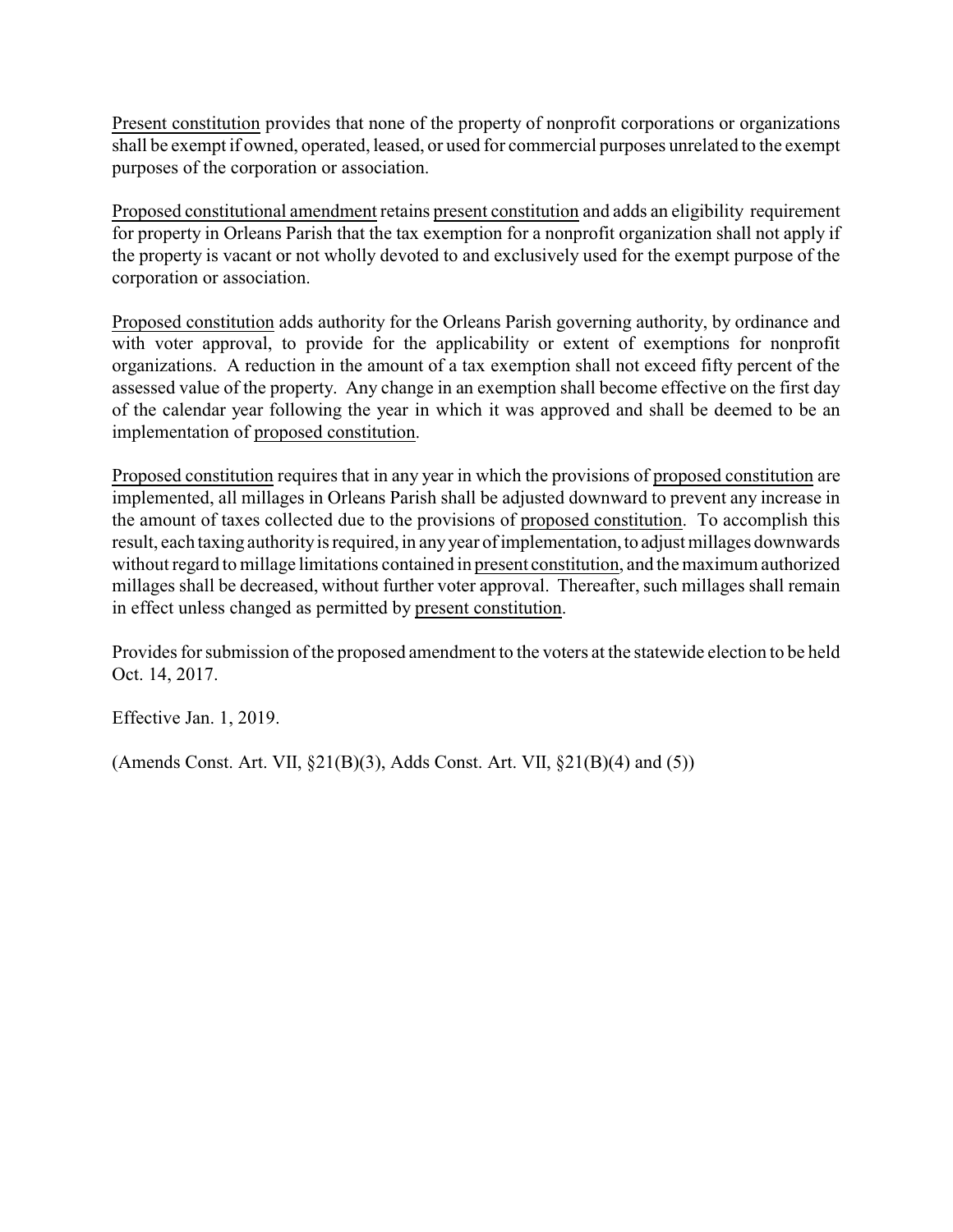Present constitution provides that none of the property of nonprofit corporations or organizations shall be exempt if owned, operated, leased, or used for commercial purposes unrelated to the exempt purposes of the corporation or association.

Proposed constitutional amendment retains present constitution and adds an eligibility requirement for property in Orleans Parish that the tax exemption for a nonprofit organization shall not apply if the property is vacant or not wholly devoted to and exclusively used for the exempt purpose of the corporation or association.

Proposed constitution adds authority for the Orleans Parish governing authority, by ordinance and with voter approval, to provide for the applicability or extent of exemptions for nonprofit organizations. A reduction in the amount of a tax exemption shall not exceed fifty percent of the assessed value of the property. Any change in an exemption shall become effective on the first day of the calendar year following the year in which it was approved and shall be deemed to be an implementation of proposed constitution.

Proposed constitution requires that in any year in which the provisions of proposed constitution are implemented, all millages in Orleans Parish shall be adjusted downward to prevent any increase in the amount of taxes collected due to the provisions of proposed constitution. To accomplish this result, each taxing authority is required, in any year of implementation, to adjust millages downwards without regard to millage limitations contained in present constitution, and the maximum authorized millages shall be decreased, without further voter approval. Thereafter, such millages shall remain in effect unless changed as permitted by present constitution.

Provides for submission of the proposed amendment to the voters at the statewide election to be held Oct. 14, 2017.

Effective Jan. 1, 2019.

(Amends Const. Art. VII, §21(B)(3), Adds Const. Art. VII, §21(B)(4) and (5))